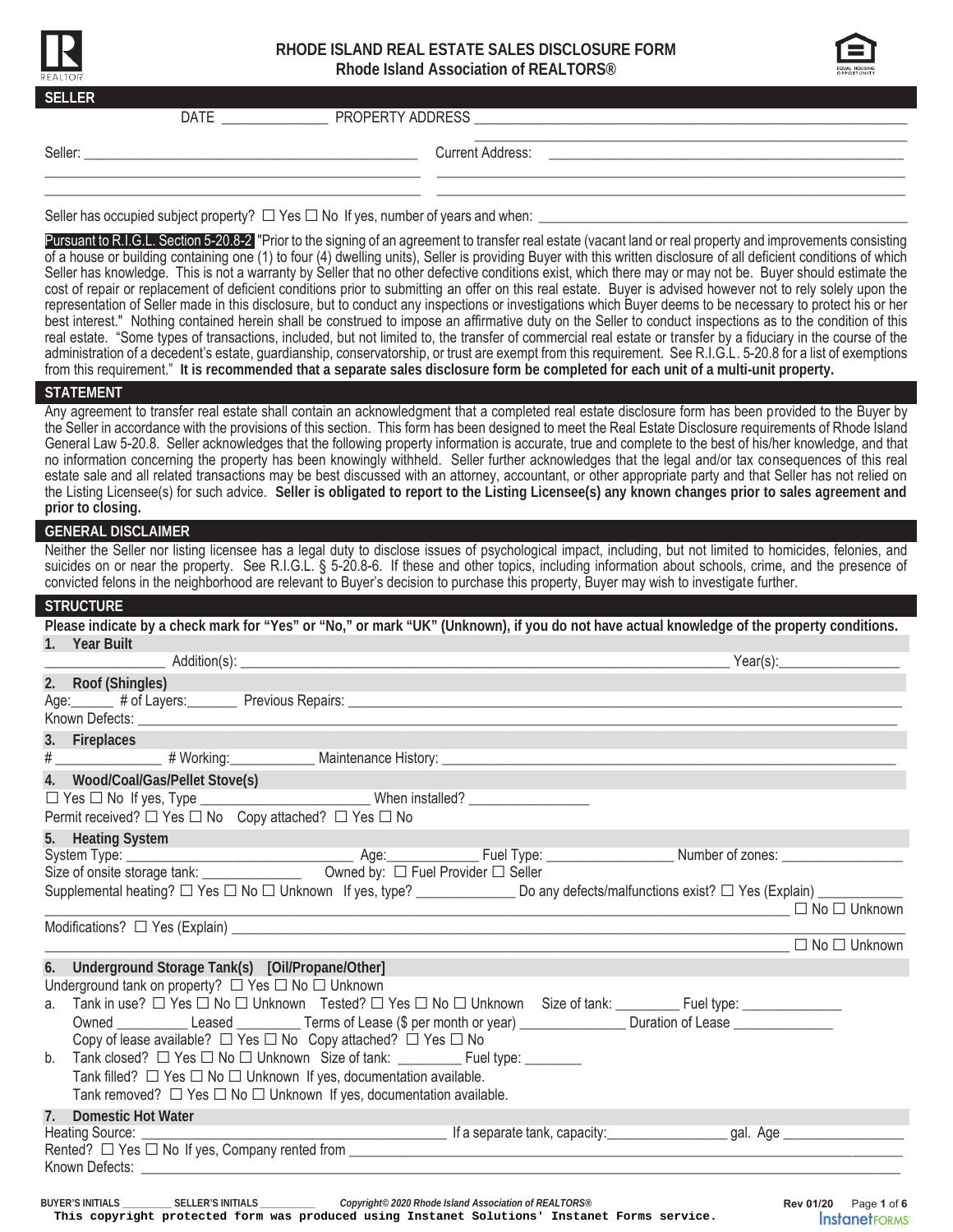# RHODE ISLAND REAL ESTATE SALES DISCLOSURE FORM

**Rhode Island Association of REALTORS®**

## SELLER

DATE _______________ PROPERTY ADDRESS ________________________________________________

Seller: ________________________________________ Current Address: ________________________________________

Seller has occupied subject property? ☐ Yes ☐ No If yes, number of years and when: ________________________________

**Pursuant to R.I.G.L. Section 5-20.8-2** "Prior to the signing of an agreement to transfer real estate (vacant land or real property and improvements consisting of a house or building containing one (1) to four (4) dwelling units), Seller is providing Buyer with this written disclosure of all deficient conditions of which Seller has knowledge. This is not a warranty by Seller that no other defective conditions exist, which there may or may not be. Buyer should estimate the cost of repair or replacement of deficient conditions prior to submitting an offer on this real estate. Buyer is advised however not to rely solely upon the representation of Seller made in this disclosure, but to conduct any inspections or investigations which Buyer deems to be necessary to protect his or her best interest." Nothing contained herein shall be construed to impose an affirmative duty on the Seller to conduct inspections as to the condition of this real estate. "Some types of transactions, included, but not limited to, the transfer of commercial real estate or transfer by a fiduciary in the course of the administration of a decedent's estate, guardianship, conservatorship, or trust are exempt from this requirement. See R.I.G.L. 5-20.8 for a list of exemptions from this requirement." **It is recommended that a separate sales disclosure form be completed for each unit of a multi-unit property.**

## STATEMENT

Any agreement to transfer real estate shall contain an acknowledgment that a completed real estate disclosure form has been provided to the Buyer by the Seller in accordance with the provisions of this section. This form has been designed to meet the Real Estate Disclosure requirements of Rhode Island General Law 5-20.8. Seller acknowledges that the following property information is accurate, true and complete to the best of his/her knowledge, and that no information concerning the property has been knowingly withheld. Seller further acknowledges that the legal and/or tax consequences of this real estate sale and all related transactions may be best discussed with an attorney, accountant, or other appropriate party and that Seller has not relied on the Listing Licensee(s) for such advice. **Seller is obligated to report to the Listing Licensee(s) any known changes prior to sales agreement and prior to closing.**

## GENERAL DISCLAIMER

Neither the Seller nor listing licensee has a legal duty to disclose issues of psychological impact, including, but not limited to, homicides, felonies, and suicides on or near the property. See R.I.G.L. § 5-20.8-6. If these and other topics, including information about schools, crime, and the presence of convicted felons in the neighborhood are relevant to Buyer's decision to purchase this property, Buyer may wish to investigate further.

## STRUCTURE

**Please indicate by a check mark for "Yes" or "No," or mark "UK" (Unknown), if you do not have actual knowledge of the property conditions.**

### 1. Year Built

_______________ Addition(s): ________________________________________ Year(s): _______________

### 2. Roof (Shingles)

Age: ______ # of Layers: ______ Previous Repairs: ________________________________________

Known Defects: ________________________________________

### 3. Fireplaces

# _______________ # Working: ___________ Maintenance History: ________________________________________

### 4. Wood/Coal/Gas/Pellet Stove(s)

☐ Yes ☐ No If yes, Type ______________________ When installed? _______________

Permit received? ☐ Yes ☐ No Copy attached? ☐ Yes ☐ No

### 5. Heating System

System Type: ____________________ Age: ___________ Fuel Type: _______________ Number of zones: _______________

Size of onsite storage tank: _____________ Owned by: ☐ Fuel Provider ☐ Seller

Supplemental heating? ☐ Yes ☐ No ☐ Unknown If yes, type? _____________ Do any defects/malfunctions exist? ☐ Yes (Explain) ___________ ☐ No ☐ Unknown

Modifications? ☐ Yes (Explain) ________________________________________ ☐ No ☐ Unknown

### 6. Underground Storage Tank(s) [Oil/Propane/Other]

Underground tank on property? ☐ Yes ☐ No ☐ Unknown

a. Tank in use? ☐ Yes ☐ No ☐ Unknown Tested? ☐ Yes ☐ No ☐ Unknown Size of tank: ________ Fuel type: _____________
   Owned _________ Leased _________ Terms of Lease ($ per month or year) ______________ Duration of Lease ______________
   Copy of lease available? ☐ Yes ☐ No Copy attached? ☐ Yes ☐ No

b. Tank closed? ☐ Yes ☐ No ☐ Unknown Size of tank: ________ Fuel type: ________
   Tank filled? ☐ Yes ☐ No ☐ Unknown If yes, documentation available.
   Tank removed? ☐ Yes ☐ No ☐ Unknown If yes, documentation available.

### 7. Domestic Hot Water

Heating Source: ______________________________ If a separate tank, capacity: _______________ gal. Age _______________

Rented? ☐ Yes ☐ No If yes, Company rented from ________________________________________

Known Defects: ________________________________________

BUYER'S INITIALS _________ SELLER'S INITIALS _________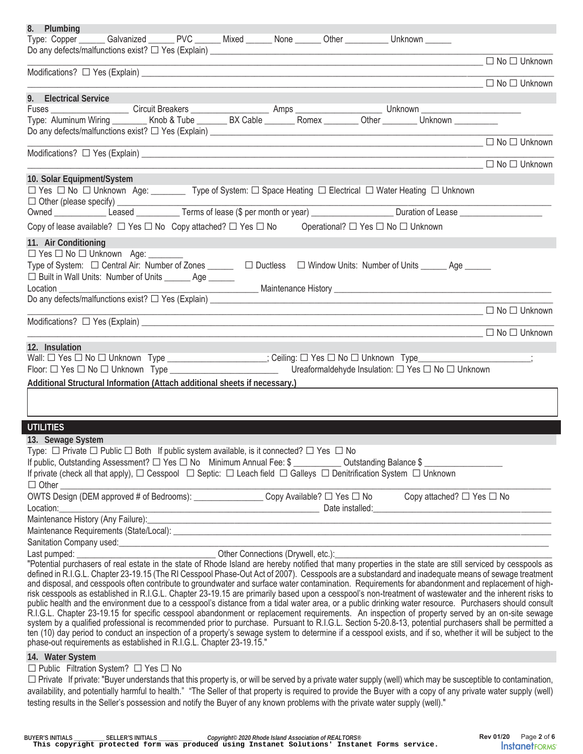## 8. Plumbing

Type: Copper ______ Galvanized ______ PVC ______ Mixed ______ None ______ Other __________ Unknown ______

Do any defects/malfunctions exist? ☐ Yes (Explain) ______________________________________________ ☐ No ☐ Unknown

Modifications? ☐ Yes (Explain) ______________________________________________ ☐ No ☐ Unknown

## 9. Electrical Service

Fuses __________________ Circuit Breakers __________________ Amps __________________ Unknown ______________________

Type: Aluminum Wiring ________ Knob & Tube _______ BX Cable _______ Romex ________ Other ________ Unknown __________

Do any defects/malfunctions exist? ☐ Yes (Explain) ______________________________________________ ☐ No ☐ Unknown

Modifications? ☐ Yes (Explain) ______________________________________________ ☐ No ☐ Unknown

## 10. Solar Equipment/System

☐ Yes ☐ No ☐ Unknown Age: ________ Type of System: ☐ Space Heating ☐ Electrical ☐ Water Heating ☐ Unknown

☐ Other (please specify) ______________________________________________

Owned ____________ Leased __________ Terms of lease ($ per month or year) __________________ Duration of Lease __________________

Copy of lease available? ☐ Yes ☐ No Copy attached? ☐ Yes ☐ No Operational? ☐ Yes ☐ No ☐ Unknown

## 11. Air Conditioning

☐ Yes ☐ No ☐ Unknown Age: ________

Type of System: ☐ Central Air: Number of Zones ______ ☐ Ductless ☐ Window Units: Number of Units ______ Age ______

☐ Built in Wall Units: Number of Units ______ Age ______

Location ______________________________________ Maintenance History ______________________________________

Do any defects/malfunctions exist? ☐ Yes (Explain) ______________________________________________ ☐ No ☐ Unknown

Modifications? ☐ Yes (Explain) ______________________________________________ ☐ No ☐ Unknown

## 12. Insulation

Wall: ☐ Yes ☐ No ☐ Unknown Type ______________________; Ceiling: ☐ Yes ☐ No ☐ Unknown Type________________________;

Floor: ☐ Yes ☐ No ☐ Unknown Type ________________________ Ureaformaldehyde Insulation: ☐ Yes ☐ No ☐ Unknown

**Additional Structural Information (Attach additional sheets if necessary.)**

______________________________________________

# UTILITIES

## 13. Sewage System

Type: ☐ Private ☐ Public ☐ Both If public system available, is it connected? ☐ Yes ☐ No

If public, Outstanding Assessment? ☐ Yes ☐ No Minimum Annual Fee: $ __________ Outstanding Balance $ ________________

If private (check all that apply), ☐ Cesspool ☐ Septic: ☐ Leach field ☐ Galleys ☐ Denitrification System ☐ Unknown

☐ Other ______________________________________________

OWTS Design (DEM approved # of Bedrooms): _______________ Copy Available? ☐ Yes ☐ No Copy attached? ☐ Yes ☐ No

Location:______________________________________ Date installed:______________________________________

Maintenance History (Any Failure):______________________________________________

Maintenance Requirements (State/Local): ______________________________________________

Sanitation Company used:______________________________________________

Last pumped: ______________________________ Other Connections (Drywell, etc.):______________________________

"Potential purchasers of real estate in the state of Rhode Island are hereby notified that many properties in the state are still serviced by cesspools as defined in R.I.G.L. Chapter 23-19.15 (The RI Cesspool Phase-Out Act of 2007). Cesspools are a substandard and inadequate means of sewage treatment and disposal, and cesspools often contribute to groundwater and surface water contamination. Requirements for abandonment and replacement of high-risk cesspools as established in R.I.G.L. Chapter 23-19.15 are primarily based upon a cesspool's non-treatment of wastewater and the inherent risks to public health and the environment due to a cesspool's distance from a tidal water area, or a public drinking water resource. Purchasers should consult R.I.G.L. Chapter 23-19.15 for specific cesspool abandonment or replacement requirements. An inspection of property served by an on-site sewage system by a qualified professional is recommended prior to purchase. Pursuant to R.I.G.L. Section 5-20.8-13, potential purchasers shall be permitted a ten (10) day period to conduct an inspection of a property's sewage system to determine if a cesspool exists, and if so, whether it will be subject to the phase-out requirements as established in R.I.G.L. Chapter 23-19.15."

## 14. Water System

☐ Public Filtration System? ☐ Yes ☐ No

☐ Private If private: "Buyer understands that this property is, or will be served by a private water supply (well) which may be susceptible to contamination, availability, and potentially harmful to health." "The Seller of that property is required to provide the Buyer with a copy of any private water supply (well) testing results in the Seller's possession and notify the Buyer of any known problems with the private water supply (well)."

BUYER'S INITIALS _________ SELLER'S INITIALS _________ *Copyright© 2020 Rhode Island Association of REALTORS®* Rev 01/20

This copyright protected form was produced using Instanet Solutions' Instanet Forms service.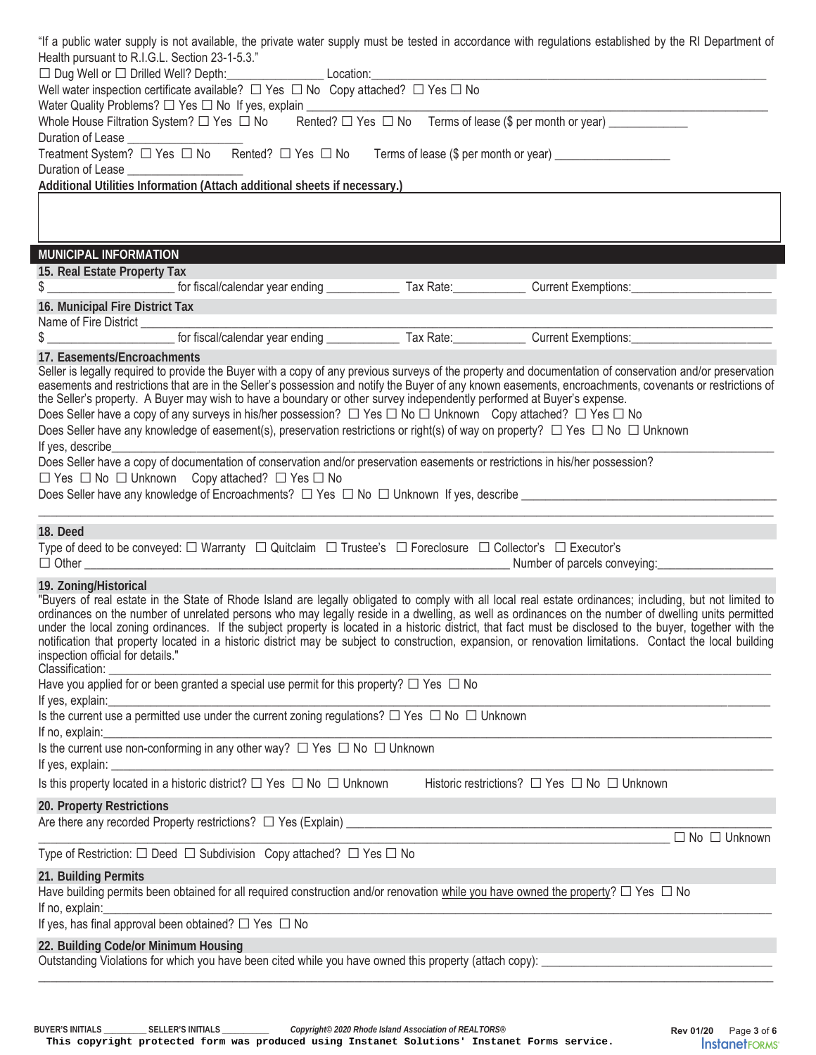"If a public water supply is not available, the private water supply must be tested in accordance with regulations established by the RI Department of Health pursuant to R.I.G.L. Section 23-1-5.3."

☐ Dug Well or ☐ Drilled Well? Depth:_______________ Location:_______________

Well water inspection certificate available? ☐ Yes ☐ No Copy attached? ☐ Yes ☐ No

Water Quality Problems? ☐ Yes ☐ No If yes, explain _______________

Whole House Filtration System? ☐ Yes ☐ No Rented? ☐ Yes ☐ No Terms of lease ($ per month or year) _____________

Duration of Lease _______________

Treatment System? ☐ Yes ☐ No Rented? ☐ Yes ☐ No Terms of lease ($ per month or year) _______________

Duration of Lease _______________

**Additional Utilities Information (Attach additional sheets if necessary.)**

## MUNICIPAL INFORMATION

### 15. Real Estate Property Tax

$ _______________ for fiscal/calendar year ending ___________ Tax Rate:___________ Current Exemptions:_______________

### 16. Municipal Fire District Tax

Name of Fire District _______________

$ _______________ for fiscal/calendar year ending ___________ Tax Rate:___________ Current Exemptions:_______________

### 17. Easements/Encroachments

Seller is legally required to provide the Buyer with a copy of any previous surveys of the property and documentation of conservation and/or preservation easements and restrictions that are in the Seller's possession and notify the Buyer of any known easements, encroachments, covenants or restrictions of the Seller's property. A Buyer may wish to have a boundary or other survey independently performed at Buyer's expense.

Does Seller have a copy of any surveys in his/her possession? ☐ Yes ☐ No ☐ Unknown Copy attached? ☐ Yes ☐ No

Does Seller have any knowledge of easement(s), preservation restrictions or right(s) of way on property? ☐ Yes ☐ No ☐ Unknown

If yes, describe_______________

Does Seller have a copy of documentation of conservation and/or preservation easements or restrictions in his/her possession?

☐ Yes ☐ No ☐ Unknown Copy attached? ☐ Yes ☐ No

Does Seller have any knowledge of Encroachments? ☐ Yes ☐ No ☐ Unknown If yes, describe _______________

_______________

### 18. Deed

Type of deed to be conveyed: ☐ Warranty ☐ Quitclaim ☐ Trustee's ☐ Foreclosure ☐ Collector's ☐ Executor's

☐ Other _______________ Number of parcels conveying:_______________

### 19. Zoning/Historical

"Buyers of real estate in the State of Rhode Island are legally obligated to comply with all local real estate ordinances; including, but not limited to ordinances on the number of unrelated persons who may legally reside in a dwelling, as well as ordinances on the number of dwelling units permitted under the local zoning ordinances. If the subject property is located in a historic district, that fact must be disclosed to the buyer, together with the notification that property located in a historic district may be subject to construction, expansion, or renovation limitations. Contact the local building inspection official for details."

Classification: _______________

Have you applied for or been granted a special use permit for this property? ☐ Yes ☐ No

If yes, explain:_______________

Is the current use a permitted use under the current zoning regulations? ☐ Yes ☐ No ☐ Unknown

If no, explain:_______________

Is the current use non-conforming in any other way? ☐ Yes ☐ No ☐ Unknown

If yes, explain: _______________

Is this property located in a historic district? ☐ Yes ☐ No ☐ Unknown Historic restrictions? ☐ Yes ☐ No ☐ Unknown

### 20. Property Restrictions

Are there any recorded Property restrictions? ☐ Yes (Explain) _______________

_______________ ☐ No ☐ Unknown

Type of Restriction: ☐ Deed ☐ Subdivision Copy attached? ☐ Yes ☐ No

### 21. Building Permits

Have building permits been obtained for all required construction and/or renovation while you have owned the property? ☐ Yes ☐ No

If no, explain:_______________

If yes, has final approval been obtained? ☐ Yes ☐ No

### 22. Building Code/or Minimum Housing

Outstanding Violations for which you have been cited while you have owned this property (attach copy): _______________

_______________

BUYER'S INITIALS _________ SELLER'S INITIALS _________ *Copyright© 2020 Rhode Island Association of REALTORS®* Rev 01/20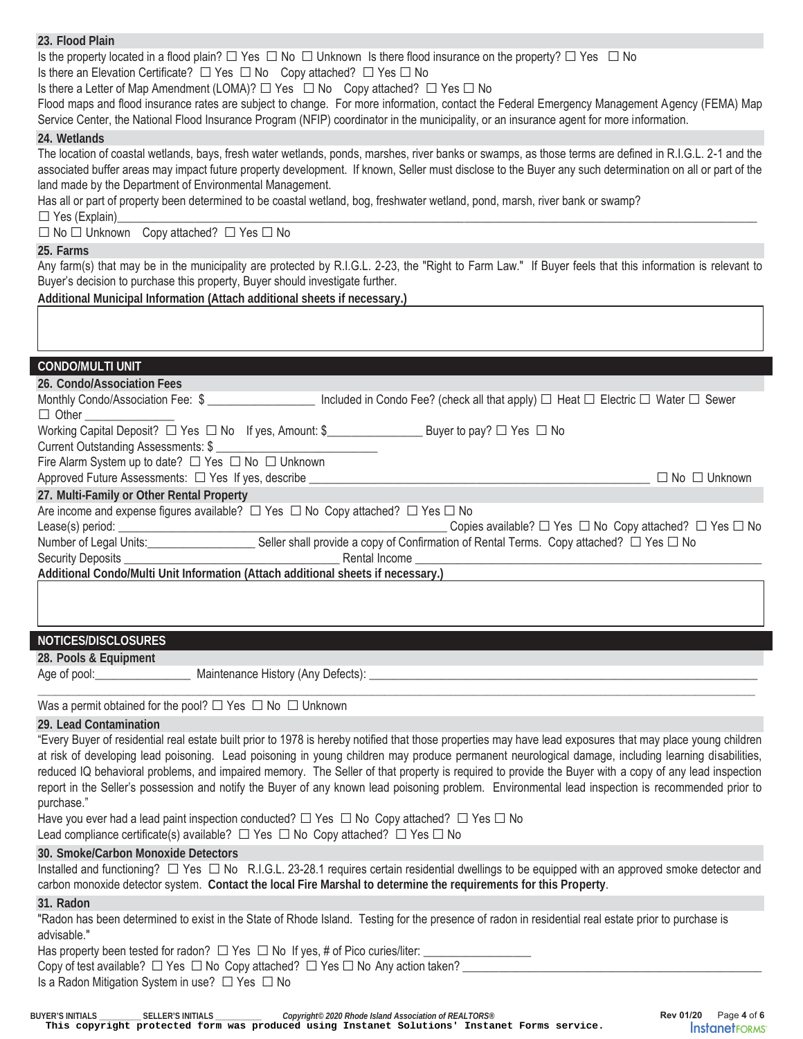### 23. Flood Plain

Is the property located in a flood plain? ☐ Yes ☐ No ☐ Unknown Is there flood insurance on the property? ☐ Yes ☐ No

Is there an Elevation Certificate? ☐ Yes ☐ No Copy attached? ☐ Yes ☐ No

Is there a Letter of Map Amendment (LOMA)? ☐ Yes ☐ No Copy attached? ☐ Yes ☐ No

Flood maps and flood insurance rates are subject to change. For more information, contact the Federal Emergency Management Agency (FEMA) Map Service Center, the National Flood Insurance Program (NFIP) coordinator in the municipality, or an insurance agent for more information.

### 24. Wetlands

The location of coastal wetlands, bays, fresh water wetlands, ponds, marshes, river banks or swamps, as those terms are defined in R.I.G.L. 2-1 and the associated buffer areas may impact future property development. If known, Seller must disclose to the Buyer any such determination on all or part of the land made by the Department of Environmental Management.

Has all or part of property been determined to be coastal wetland, bog, freshwater wetland, pond, marsh, river bank or swamp?

☐ Yes (Explain)______________________________________________________________________________________________

☐ No ☐ Unknown Copy attached? ☐ Yes ☐ No

### 25. Farms

Any farm(s) that may be in the municipality are protected by R.I.G.L. 2-23, the "Right to Farm Law." If Buyer feels that this information is relevant to Buyer's decision to purchase this property, Buyer should investigate further.

**Additional Municipal Information (Attach additional sheets if necessary.)**

## CONDO/MULTI UNIT

### 26. Condo/Association Fees

Monthly Condo/Association Fee: $ _________________ Included in Condo Fee? (check all that apply) ☐ Heat ☐ Electric ☐ Water ☐ Sewer ☐ Other _______________

Working Capital Deposit? ☐ Yes ☐ No If yes, Amount: $_______________ Buyer to pay? ☐ Yes ☐ No

Current Outstanding Assessments: $ __________________________

Fire Alarm System up to date? ☐ Yes ☐ No ☐ Unknown

Approved Future Assessments: ☐ Yes If yes, describe _________________________________________________________ ☐ No ☐ Unknown

### 27. Multi-Family or Other Rental Property

Are income and expense figures available? ☐ Yes ☐ No Copy attached? ☐ Yes ☐ No

Lease(s) period: _______________________________________________________________ Copies available? ☐ Yes ☐ No Copy attached? ☐ Yes ☐ No

Number of Legal Units:_________________ Seller shall provide a copy of Confirmation of Rental Terms. Copy attached? ☐ Yes ☐ No

Security Deposits ___________________________________ Rental Income __________________________________________________________

**Additional Condo/Multi Unit Information (Attach additional sheets if necessary.)**

## NOTICES/DISCLOSURES

### 28. Pools & Equipment

Age of pool:________________ Maintenance History (Any Defects): ________________________________________________________________

_____________________________________________________________________________________________________________________

Was a permit obtained for the pool? ☐ Yes ☐ No ☐ Unknown

### 29. Lead Contamination

"Every Buyer of residential real estate built prior to 1978 is hereby notified that those properties may have lead exposures that may place young children at risk of developing lead poisoning. Lead poisoning in young children may produce permanent neurological damage, including learning disabilities, reduced IQ behavioral problems, and impaired memory. The Seller of that property is required to provide the Buyer with a copy of any lead inspection report in the Seller's possession and notify the Buyer of any known lead poisoning problem. Environmental lead inspection is recommended prior to purchase."

Have you ever had a lead paint inspection conducted? ☐ Yes ☐ No Copy attached? ☐ Yes ☐ No

Lead compliance certificate(s) available? ☐ Yes ☐ No Copy attached? ☐ Yes ☐ No

### 30. Smoke/Carbon Monoxide Detectors

Installed and functioning? ☐ Yes ☐ No R.I.G.L. 23-28.1 requires certain residential dwellings to be equipped with an approved smoke detector and carbon monoxide detector system. **Contact the local Fire Marshal to determine the requirements for this Property**.

### 31. Radon

"Radon has been determined to exist in the State of Rhode Island. Testing for the presence of radon in residential real estate prior to purchase is advisable."

Has property been tested for radon? ☐ Yes ☐ No If yes, # of Pico curies/liter: _________________

Copy of test available? ☐ Yes ☐ No Copy attached? ☐ Yes ☐ No Any action taken? ______________________________________________________

Is a Radon Mitigation System in use? ☐ Yes ☐ No

BUYER'S INITIALS _________ SELLER'S INITIALS _________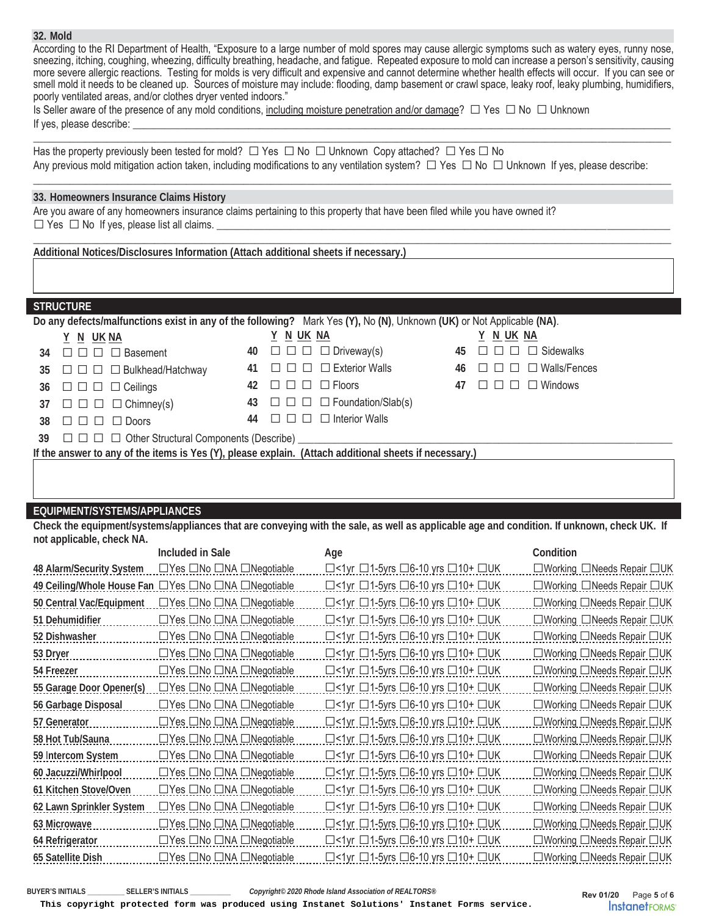## 32. Mold

According to the RI Department of Health, "Exposure to a large number of mold spores may cause allergic symptoms such as watery eyes, runny nose, sneezing, itching, coughing, wheezing, difficulty breathing, headache, and fatigue. Repeated exposure to mold can increase a person's sensitivity, causing more severe allergic reactions. Testing for molds is very difficult and expensive and cannot determine whether health effects will occur. If you can see or smell mold it needs to be cleaned up. Sources of moisture may include: flooding, damp basement or crawl space, leaky roof, leaky plumbing, humidifiers, poorly ventilated areas, and/or clothes dryer vented indoors."

Is Seller aware of the presence of any mold conditions, including moisture penetration and/or damage? ☐ Yes ☐ No ☐ Unknown

If yes, please describe: ______________________________________________

Has the property previously been tested for mold? ☐ Yes ☐ No ☐ Unknown Copy attached? ☐ Yes ☐ No

Any previous mold mitigation action taken, including modifications to any ventilation system? ☐ Yes ☐ No ☐ Unknown If yes, please describe:

______________________________________________

## 33. Homeowners Insurance Claims History

Are you aware of any homeowners insurance claims pertaining to this property that have been filed while you have owned it?

☐ Yes ☐ No If yes, please list all claims. ______________________________________________

**Additional Notices/Disclosures Information (Attach additional sheets if necessary.)**

## STRUCTURE

**Do any defects/malfunctions exist in any of the following?** Mark Yes **(Y)**, No **(N)**, Unknown **(UK)** or Not Applicable **(NA)**.

| # | Y | N | UK | NA | Item |
|---|---|---|---|---|---|
| 34 | ☐ | ☐ | ☐ | ☐ | Basement |
| 35 | ☐ | ☐ | ☐ | ☐ | Bulkhead/Hatchway |
| 36 | ☐ | ☐ | ☐ | ☐ | Ceilings |
| 37 | ☐ | ☐ | ☐ | ☐ | Chimney(s) |
| 38 | ☐ | ☐ | ☐ | ☐ | Doors |
| 39 | ☐ | ☐ | ☐ | ☐ | Other Structural Components (Describe) ____________ |
| 40 | ☐ | ☐ | ☐ | ☐ | Driveway(s) |
| 41 | ☐ | ☐ | ☐ | ☐ | Exterior Walls |
| 42 | ☐ | ☐ | ☐ | ☐ | Floors |
| 43 | ☐ | ☐ | ☐ | ☐ | Foundation/Slab(s) |
| 44 | ☐ | ☐ | ☐ | ☐ | Interior Walls |
| 45 | ☐ | ☐ | ☐ | ☐ | Sidewalks |
| 46 | ☐ | ☐ | ☐ | ☐ | Walls/Fences |
| 47 | ☐ | ☐ | ☐ | ☐ | Windows |

**If the answer to any of the items is Yes (Y), please explain. (Attach additional sheets if necessary.)**

## EQUIPMENT/SYSTEMS/APPLIANCES

**Check the equipment/systems/appliances that are conveying with the sale, as well as applicable age and condition. If unknown, check UK. If not applicable, check NA.**

| Item | Included in Sale | Age | Condition |
|---|---|---|---|
| 48 Alarm/Security System | ☐Yes ☐No ☐NA ☐Negotiable | ☐<1yr ☐1-5yrs ☐6-10 yrs ☐10+ ☐UK | ☐Working ☐Needs Repair ☐UK |
| 49 Ceiling/Whole House Fan | ☐Yes ☐No ☐NA ☐Negotiable | ☐<1yr ☐1-5yrs ☐6-10 yrs ☐10+ ☐UK | ☐Working ☐Needs Repair ☐UK |
| 50 Central Vac/Equipment | ☐Yes ☐No ☐NA ☐Negotiable | ☐<1yr ☐1-5yrs ☐6-10 yrs ☐10+ ☐UK | ☐Working ☐Needs Repair ☐UK |
| 51 Dehumidifier | ☐Yes ☐No ☐NA ☐Negotiable | ☐<1yr ☐1-5yrs ☐6-10 yrs ☐10+ ☐UK | ☐Working ☐Needs Repair ☐UK |
| 52 Dishwasher | ☐Yes ☐No ☐NA ☐Negotiable | ☐<1yr ☐1-5yrs ☐6-10 yrs ☐10+ ☐UK | ☐Working ☐Needs Repair ☐UK |
| 53 Dryer | ☐Yes ☐No ☐NA ☐Negotiable | ☐<1yr ☐1-5yrs ☐6-10 yrs ☐10+ ☐UK | ☐Working ☐Needs Repair ☐UK |
| 54 Freezer | ☐Yes ☐No ☐NA ☐Negotiable | ☐<1yr ☐1-5yrs ☐6-10 yrs ☐10+ ☐UK | ☐Working ☐Needs Repair ☐UK |
| 55 Garage Door Opener(s) | ☐Yes ☐No ☐NA ☐Negotiable | ☐<1yr ☐1-5yrs ☐6-10 yrs ☐10+ ☐UK | ☐Working ☐Needs Repair ☐UK |
| 56 Garbage Disposal | ☐Yes ☐No ☐NA ☐Negotiable | ☐<1yr ☐1-5yrs ☐6-10 yrs ☐10+ ☐UK | ☐Working ☐Needs Repair ☐UK |
| 57 Generator | ☐Yes ☐No ☐NA ☐Negotiable | ☐<1yr ☐1-5yrs ☐6-10 yrs ☐10+ ☐UK | ☐Working ☐Needs Repair ☐UK |
| 58 Hot Tub/Sauna | ☐Yes ☐No ☐NA ☐Negotiable | ☐<1yr ☐1-5yrs ☐6-10 yrs ☐10+ ☐UK | ☐Working ☐Needs Repair ☐UK |
| 59 Intercom System | ☐Yes ☐No ☐NA ☐Negotiable | ☐<1yr ☐1-5yrs ☐6-10 yrs ☐10+ ☐UK | ☐Working ☐Needs Repair ☐UK |
| 60 Jacuzzi/Whirlpool | ☐Yes ☐No ☐NA ☐Negotiable | ☐<1yr ☐1-5yrs ☐6-10 yrs ☐10+ ☐UK | ☐Working ☐Needs Repair ☐UK |
| 61 Kitchen Stove/Oven | ☐Yes ☐No ☐NA ☐Negotiable | ☐<1yr ☐1-5yrs ☐6-10 yrs ☐10+ ☐UK | ☐Working ☐Needs Repair ☐UK |
| 62 Lawn Sprinkler System | ☐Yes ☐No ☐NA ☐Negotiable | ☐<1yr ☐1-5yrs ☐6-10 yrs ☐10+ ☐UK | ☐Working ☐Needs Repair ☐UK |
| 63 Microwave | ☐Yes ☐No ☐NA ☐Negotiable | ☐<1yr ☐1-5yrs ☐6-10 yrs ☐10+ ☐UK | ☐Working ☐Needs Repair ☐UK |
| 64 Refrigerator | ☐Yes ☐No ☐NA ☐Negotiable | ☐<1yr ☐1-5yrs ☐6-10 yrs ☐10+ ☐UK | ☐Working ☐Needs Repair ☐UK |
| 65 Satellite Dish | ☐Yes ☐No ☐NA ☐Negotiable | ☐<1yr ☐1-5yrs ☐6-10 yrs ☐10+ ☐UK | ☐Working ☐Needs Repair ☐UK |

BUYER'S INITIALS ________ SELLER'S INITIALS ________ *Copyright© 2020 Rhode Island Association of REALTORS®* Rev 01/20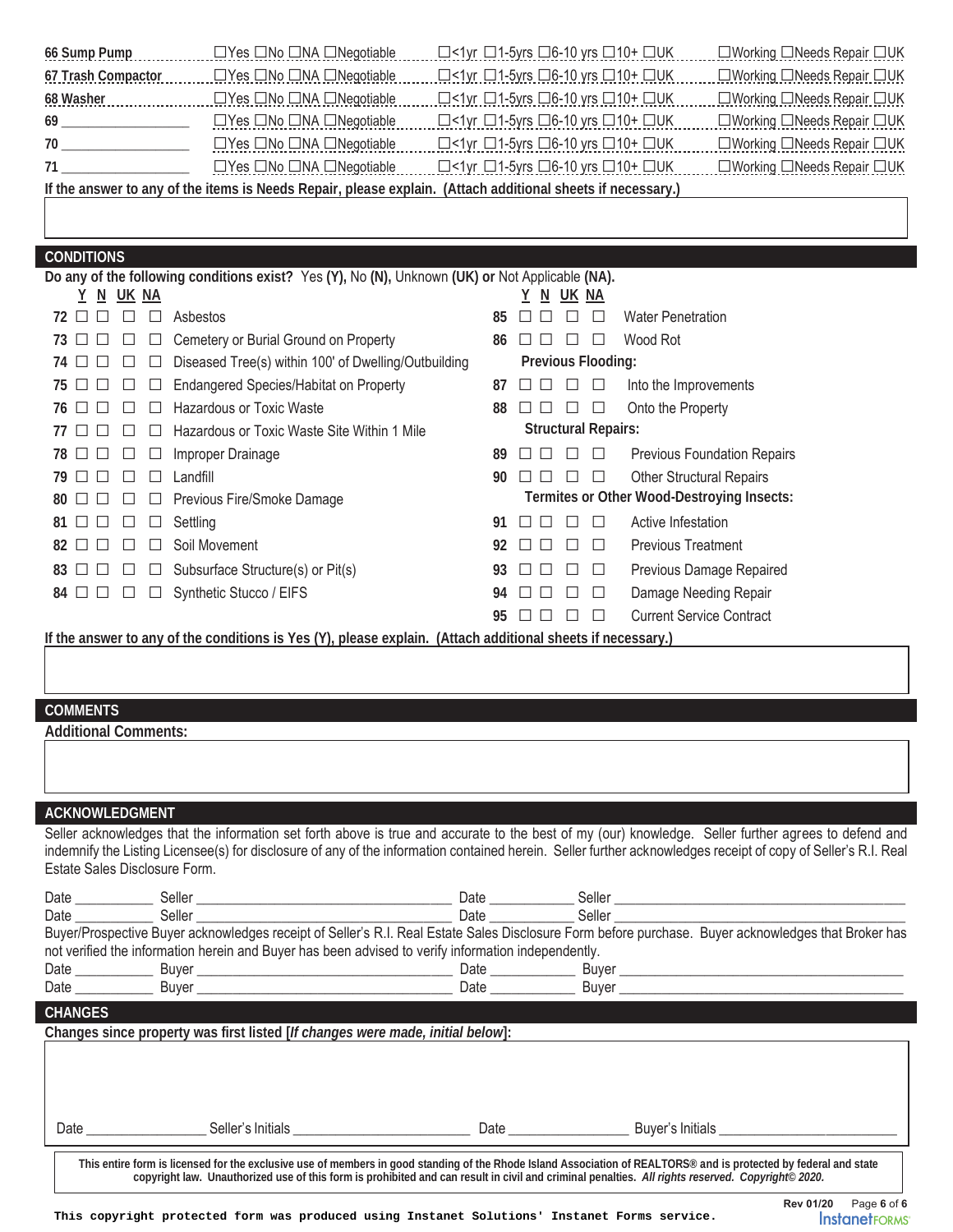| | | | |
|---|---|---|---|
| 66 Sump Pump | ☐Yes ☐No ☐NA ☐Negotiable | ☐<1yr ☐1-5yrs ☐6-10 yrs ☐10+ ☐UK | ☐Working ☐Needs Repair ☐UK |
| 67 Trash Compactor | ☐Yes ☐No ☐NA ☐Negotiable | ☐<1yr ☐1-5yrs ☐6-10 yrs ☐10+ ☐UK | ☐Working ☐Needs Repair ☐UK |
| 68 Washer | ☐Yes ☐No ☐NA ☐Negotiable | ☐<1yr ☐1-5yrs ☐6-10 yrs ☐10+ ☐UK | ☐Working ☐Needs Repair ☐UK |
| 69 ________________ | ☐Yes ☐No ☐NA ☐Negotiable | ☐<1yr ☐1-5yrs ☐6-10 yrs ☐10+ ☐UK | ☐Working ☐Needs Repair ☐UK |
| 70 ________________ | ☐Yes ☐No ☐NA ☐Negotiable | ☐<1yr ☐1-5yrs ☐6-10 yrs ☐10+ ☐UK | ☐Working ☐Needs Repair ☐UK |
| 71 ________________ | ☐Yes ☐No ☐NA ☐Negotiable | ☐<1yr ☐1-5yrs ☐6-10 yrs ☐10+ ☐UK | ☐Working ☐Needs Repair ☐UK |

**If the answer to any of the items is Needs Repair, please explain. (Attach additional sheets if necessary.)**

## CONDITIONS

**Do any of the following conditions exist?** Yes **(Y)**, No **(N)**, Unknown **(UK) or** Not Applicable **(NA)**.

| | Y | N | UK | NA | |
|---|---|---|---|---|---|
| 72 | ☐ | ☐ | ☐ | ☐ | Asbestos |
| 73 | ☐ | ☐ | ☐ | ☐ | Cemetery or Burial Ground on Property |
| 74 | ☐ | ☐ | ☐ | ☐ | Diseased Tree(s) within 100' of Dwelling/Outbuilding |
| 75 | ☐ | ☐ | ☐ | ☐ | Endangered Species/Habitat on Property |
| 76 | ☐ | ☐ | ☐ | ☐ | Hazardous or Toxic Waste |
| 77 | ☐ | ☐ | ☐ | ☐ | Hazardous or Toxic Waste Site Within 1 Mile |
| 78 | ☐ | ☐ | ☐ | ☐ | Improper Drainage |
| 79 | ☐ | ☐ | ☐ | ☐ | Landfill |
| 80 | ☐ | ☐ | ☐ | ☐ | Previous Fire/Smoke Damage |
| 81 | ☐ | ☐ | ☐ | ☐ | Settling |
| 82 | ☐ | ☐ | ☐ | ☐ | Soil Movement |
| 83 | ☐ | ☐ | ☐ | ☐ | Subsurface Structure(s) or Pit(s) |
| 84 | ☐ | ☐ | ☐ | ☐ | Synthetic Stucco / EIFS |
| 85 | ☐ | ☐ | ☐ | ☐ | Water Penetration |
| 86 | ☐ | ☐ | ☐ | ☐ | Wood Rot |
| | | | | | **Previous Flooding:** |
| 87 | ☐ | ☐ | ☐ | ☐ | Into the Improvements |
| 88 | ☐ | ☐ | ☐ | ☐ | Onto the Property |
| | | | | | **Structural Repairs:** |
| 89 | ☐ | ☐ | ☐ | ☐ | Previous Foundation Repairs |
| 90 | ☐ | ☐ | ☐ | ☐ | Other Structural Repairs |
| | | | | | **Termites or Other Wood-Destroying Insects:** |
| 91 | ☐ | ☐ | ☐ | ☐ | Active Infestation |
| 92 | ☐ | ☐ | ☐ | ☐ | Previous Treatment |
| 93 | ☐ | ☐ | ☐ | ☐ | Previous Damage Repaired |
| 94 | ☐ | ☐ | ☐ | ☐ | Damage Needing Repair |
| 95 | ☐ | ☐ | ☐ | ☐ | Current Service Contract |

**If the answer to any of the conditions is Yes (Y), please explain. (Attach additional sheets if necessary.)**

## COMMENTS

**Additional Comments:**

## ACKNOWLEDGMENT

Seller acknowledges that the information set forth above is true and accurate to the best of my (our) knowledge. Seller further agrees to defend and indemnify the Listing Licensee(s) for disclosure of any of the information contained herein. Seller further acknowledges receipt of copy of Seller's R.I. Real Estate Sales Disclosure Form.

Date __________ Seller ______________________________ Date __________ Seller ______________________________

Date __________ Seller ______________________________ Date __________ Seller ______________________________

Buyer/Prospective Buyer acknowledges receipt of Seller's R.I. Real Estate Sales Disclosure Form before purchase. Buyer acknowledges that Broker has not verified the information herein and Buyer has been advised to verify information independently.

Date __________ Buyer ______________________________ Date __________ Buyer ______________________________

Date __________ Buyer ______________________________ Date __________ Buyer ______________________________

## CHANGES

**Changes since property was first listed [*If changes were made, initial below*]:**

Date ______________ Seller's Initials ______________________ Date ______________ Buyer's Initials ______________________

**This entire form is licensed for the exclusive use of members in good standing of the Rhode Island Association of REALTORS® and is protected by federal and state copyright law. Unauthorized use of this form is prohibited and can result in civil and criminal penalties. *All rights reserved. Copyright© 2020.***

Rev 01/20

This copyright protected form was produced using Instanet Solutions' Instanet Forms service.